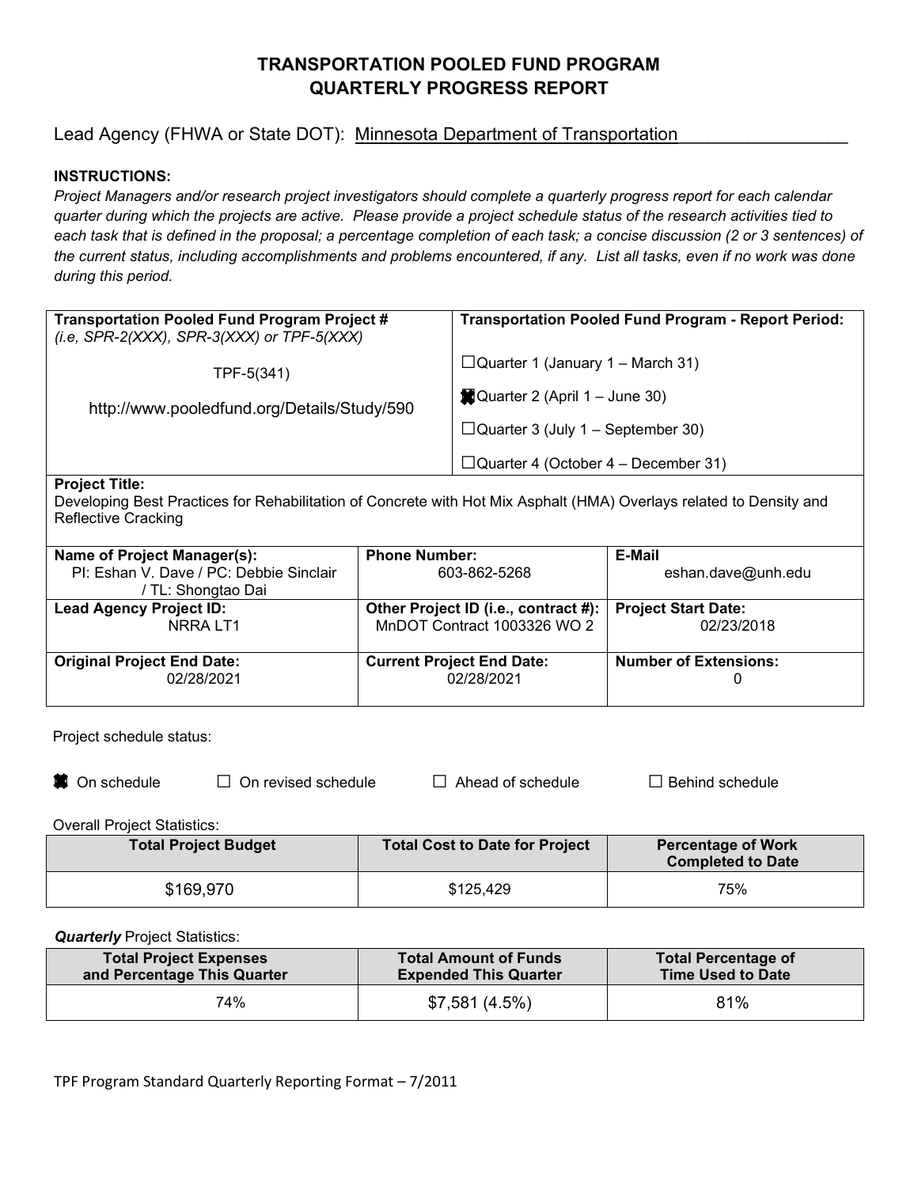# TRANSPORTATION POOLED FUND PROGRAM
# QUARTERLY PROGRESS REPORT

Lead Agency (FHWA or State DOT): Minnesota Department of Transportation

**INSTRUCTIONS:**

*Project Managers and/or research project investigators should complete a quarterly progress report for each calendar quarter during which the projects are active. Please provide a project schedule status of the research activities tied to each task that is defined in the proposal; a percentage completion of each task; a concise discussion (2 or 3 sentences) of the current status, including accomplishments and problems encountered, if any. List all tasks, even if no work was done during this period.*

| **Transportation Pooled Fund Program Project #** *(i.e, SPR-2(XXX), SPR-3(XXX) or TPF-5(XXX)* | **Transportation Pooled Fund Program - Report Period:** |
|---|---|
| TPF-5(341)<br>http://www.pooledfund.org/Details/Study/590 | ☐Quarter 1 (January 1 – March 31)<br>☒Quarter 2 (April 1 – June 30)<br>☐Quarter 3 (July 1 – September 30)<br>☐Quarter 4 (October 4 – December 31) |

**Project Title:**
Developing Best Practices for Rehabilitation of Concrete with Hot Mix Asphalt (HMA) Overlays related to Density and Reflective Cracking

| **Name of Project Manager(s):** | **Phone Number:** | **E-Mail** |
|---|---|---|
| PI: Eshan V. Dave / PC: Debbie Sinclair / TL: Shongtao Dai | 603-862-5268 | eshan.dave@unh.edu |
| **Lead Agency Project ID:** NRRA LT1 | **Other Project ID (i.e., contract #):** MnDOT Contract 1003326 WO 2 | **Project Start Date:** 02/23/2018 |
| **Original Project End Date:** 02/28/2021 | **Current Project End Date:** 02/28/2021 | **Number of Extensions:** 0 |

Project schedule status:

☒ On schedule ☐ On revised schedule ☐ Ahead of schedule ☐ Behind schedule

Overall Project Statistics:

| Total Project Budget | Total Cost to Date for Project | Percentage of Work Completed to Date |
|---|---|---|
| $169,970 | $125,429 | 75% |

***Quarterly*** Project Statistics:

| Total Project Expenses and Percentage This Quarter | Total Amount of Funds Expended This Quarter | Total Percentage of Time Used to Date |
|---|---|---|
| 74% | $7,581 (4.5%) | 81% |

TPF Program Standard Quarterly Reporting Format – 7/2011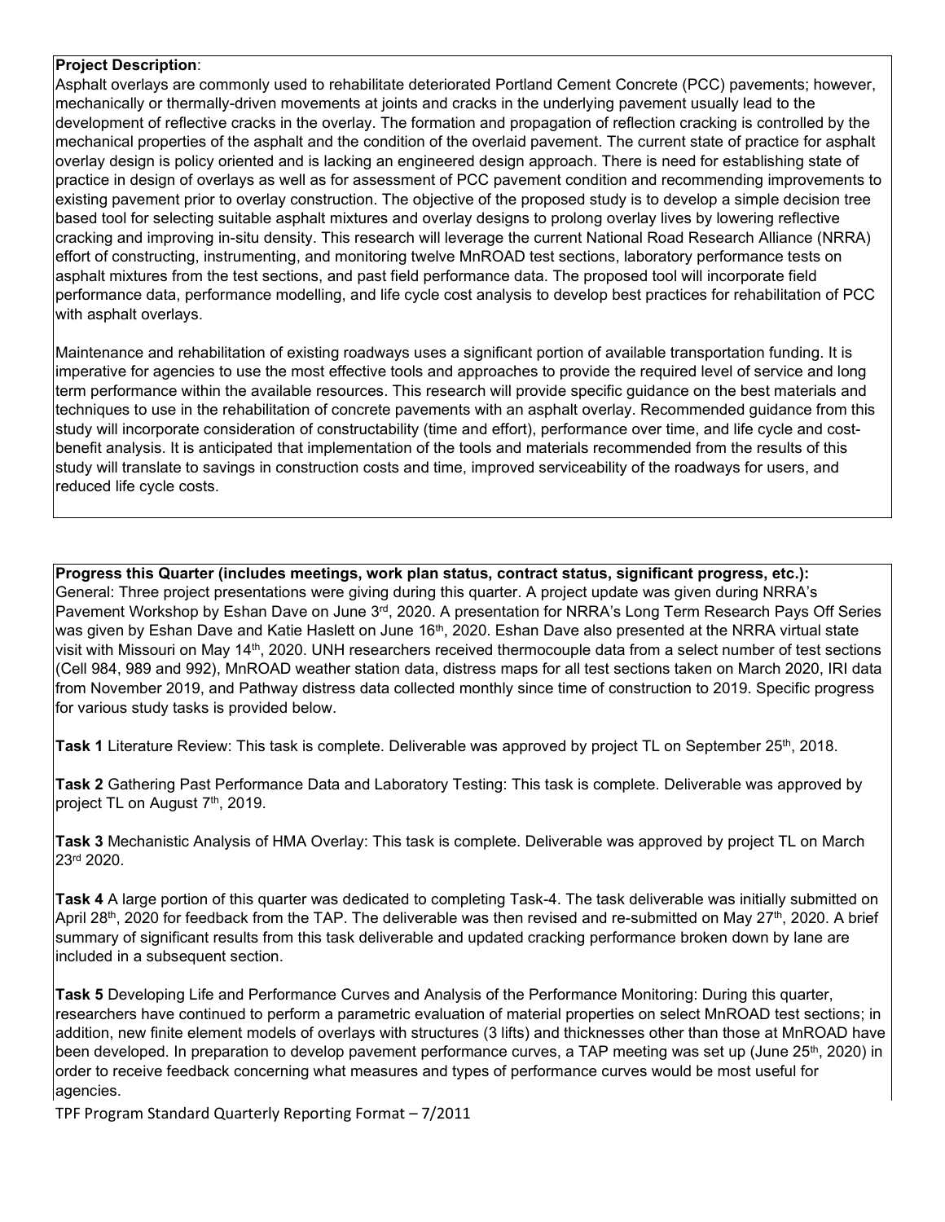**Project Description**:

Asphalt overlays are commonly used to rehabilitate deteriorated Portland Cement Concrete (PCC) pavements; however, mechanically or thermally-driven movements at joints and cracks in the underlying pavement usually lead to the development of reflective cracks in the overlay. The formation and propagation of reflection cracking is controlled by the mechanical properties of the asphalt and the condition of the overlaid pavement. The current state of practice for asphalt overlay design is policy oriented and is lacking an engineered design approach. There is need for establishing state of practice in design of overlays as well as for assessment of PCC pavement condition and recommending improvements to existing pavement prior to overlay construction. The objective of the proposed study is to develop a simple decision tree based tool for selecting suitable asphalt mixtures and overlay designs to prolong overlay lives by lowering reflective cracking and improving in-situ density. This research will leverage the current National Road Research Alliance (NRRA) effort of constructing, instrumenting, and monitoring twelve MnROAD test sections, laboratory performance tests on asphalt mixtures from the test sections, and past field performance data. The proposed tool will incorporate field performance data, performance modelling, and life cycle cost analysis to develop best practices for rehabilitation of PCC with asphalt overlays.

Maintenance and rehabilitation of existing roadways uses a significant portion of available transportation funding. It is imperative for agencies to use the most effective tools and approaches to provide the required level of service and long term performance within the available resources. This research will provide specific guidance on the best materials and techniques to use in the rehabilitation of concrete pavements with an asphalt overlay. Recommended guidance from this study will incorporate consideration of constructability (time and effort), performance over time, and life cycle and cost-benefit analysis. It is anticipated that implementation of the tools and materials recommended from the results of this study will translate to savings in construction costs and time, improved serviceability of the roadways for users, and reduced life cycle costs.

**Progress this Quarter (includes meetings, work plan status, contract status, significant progress, etc.):**

General: Three project presentations were giving during this quarter. A project update was given during NRRA's Pavement Workshop by Eshan Dave on June 3rd, 2020. A presentation for NRRA's Long Term Research Pays Off Series was given by Eshan Dave and Katie Haslett on June 16th, 2020. Eshan Dave also presented at the NRRA virtual state visit with Missouri on May 14th, 2020. UNH researchers received thermocouple data from a select number of test sections (Cell 984, 989 and 992), MnROAD weather station data, distress maps for all test sections taken on March 2020, IRI data from November 2019, and Pathway distress data collected monthly since time of construction to 2019. Specific progress for various study tasks is provided below.

**Task 1** Literature Review: This task is complete. Deliverable was approved by project TL on September 25th, 2018.

**Task 2** Gathering Past Performance Data and Laboratory Testing: This task is complete. Deliverable was approved by project TL on August 7th, 2019.

**Task 3** Mechanistic Analysis of HMA Overlay: This task is complete. Deliverable was approved by project TL on March 23rd 2020.

**Task 4** A large portion of this quarter was dedicated to completing Task-4. The task deliverable was initially submitted on April 28th, 2020 for feedback from the TAP. The deliverable was then revised and re-submitted on May 27th, 2020. A brief summary of significant results from this task deliverable and updated cracking performance broken down by lane are included in a subsequent section.

**Task 5** Developing Life and Performance Curves and Analysis of the Performance Monitoring: During this quarter, researchers have continued to perform a parametric evaluation of material properties on select MnROAD test sections; in addition, new finite element models of overlays with structures (3 lifts) and thicknesses other than those at MnROAD have been developed. In preparation to develop pavement performance curves, a TAP meeting was set up (June 25th, 2020) in order to receive feedback concerning what measures and types of performance curves would be most useful for agencies.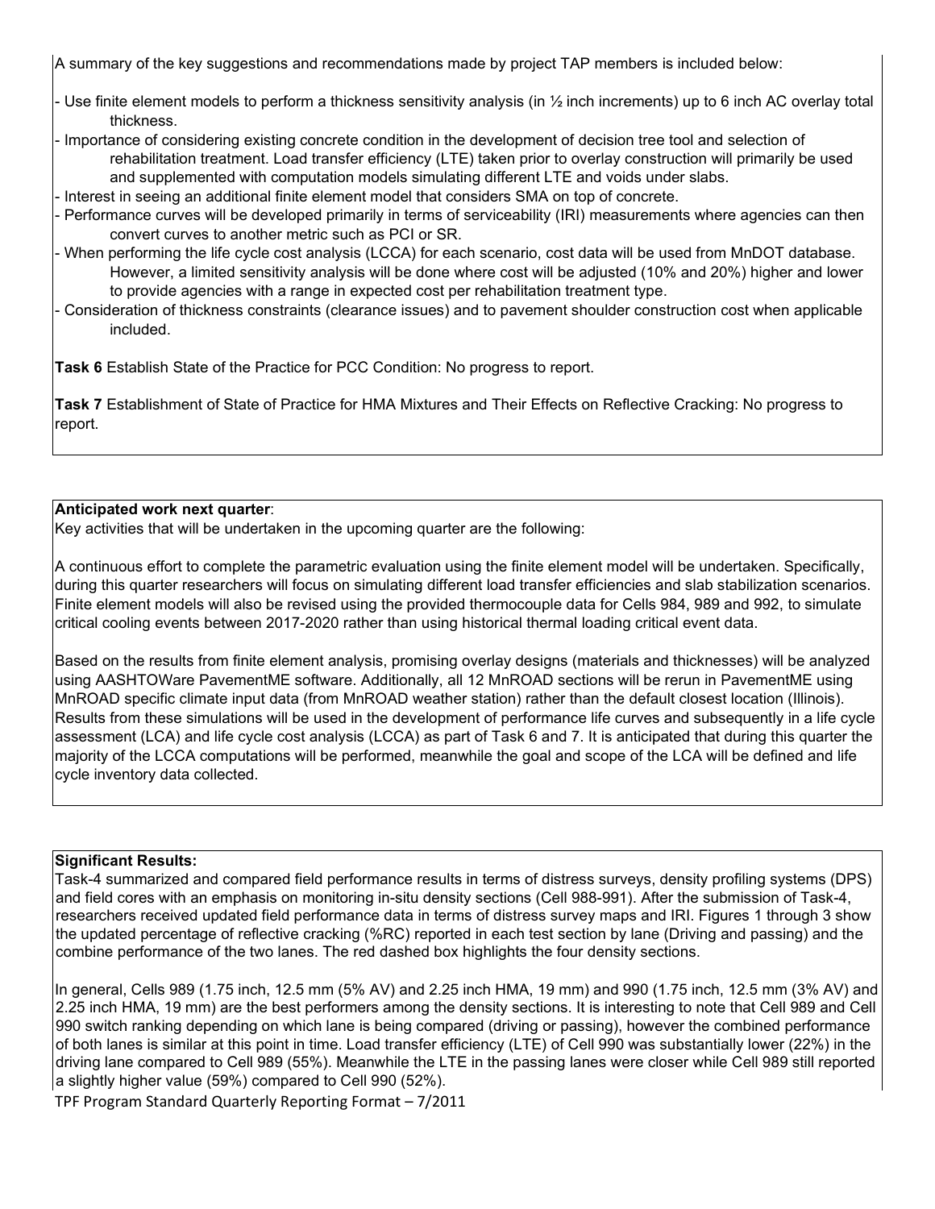A summary of the key suggestions and recommendations made by project TAP members is included below:

- Use finite element models to perform a thickness sensitivity analysis (in ½ inch increments) up to 6 inch AC overlay total thickness.
- Importance of considering existing concrete condition in the development of decision tree tool and selection of rehabilitation treatment. Load transfer efficiency (LTE) taken prior to overlay construction will primarily be used and supplemented with computation models simulating different LTE and voids under slabs.
- Interest in seeing an additional finite element model that considers SMA on top of concrete.
- Performance curves will be developed primarily in terms of serviceability (IRI) measurements where agencies can then convert curves to another metric such as PCI or SR.
- When performing the life cycle cost analysis (LCCA) for each scenario, cost data will be used from MnDOT database. However, a limited sensitivity analysis will be done where cost will be adjusted (10% and 20%) higher and lower to provide agencies with a range in expected cost per rehabilitation treatment type.
- Consideration of thickness constraints (clearance issues) and to pavement shoulder construction cost when applicable included.

**Task 6** Establish State of the Practice for PCC Condition: No progress to report.

**Task 7** Establishment of State of Practice for HMA Mixtures and Their Effects on Reflective Cracking: No progress to report.

**Anticipated work next quarter**:

Key activities that will be undertaken in the upcoming quarter are the following:

A continuous effort to complete the parametric evaluation using the finite element model will be undertaken. Specifically, during this quarter researchers will focus on simulating different load transfer efficiencies and slab stabilization scenarios. Finite element models will also be revised using the provided thermocouple data for Cells 984, 989 and 992, to simulate critical cooling events between 2017-2020 rather than using historical thermal loading critical event data.

Based on the results from finite element analysis, promising overlay designs (materials and thicknesses) will be analyzed using AASHTOWare PavementME software. Additionally, all 12 MnROAD sections will be rerun in PavementME using MnROAD specific climate input data (from MnROAD weather station) rather than the default closest location (Illinois). Results from these simulations will be used in the development of performance life curves and subsequently in a life cycle assessment (LCA) and life cycle cost analysis (LCCA) as part of Task 6 and 7. It is anticipated that during this quarter the majority of the LCCA computations will be performed, meanwhile the goal and scope of the LCA will be defined and life cycle inventory data collected.

**Significant Results:**

Task-4 summarized and compared field performance results in terms of distress surveys, density profiling systems (DPS) and field cores with an emphasis on monitoring in-situ density sections (Cell 988-991). After the submission of Task-4, researchers received updated field performance data in terms of distress survey maps and IRI. Figures 1 through 3 show the updated percentage of reflective cracking (%RC) reported in each test section by lane (Driving and passing) and the combine performance of the two lanes. The red dashed box highlights the four density sections.

In general, Cells 989 (1.75 inch, 12.5 mm (5% AV) and 2.25 inch HMA, 19 mm) and 990 (1.75 inch, 12.5 mm (3% AV) and 2.25 inch HMA, 19 mm) are the best performers among the density sections. It is interesting to note that Cell 989 and Cell 990 switch ranking depending on which lane is being compared (driving or passing), however the combined performance of both lanes is similar at this point in time. Load transfer efficiency (LTE) of Cell 990 was substantially lower (22%) in the driving lane compared to Cell 989 (55%). Meanwhile the LTE in the passing lanes were closer while Cell 989 still reported a slightly higher value (59%) compared to Cell 990 (52%).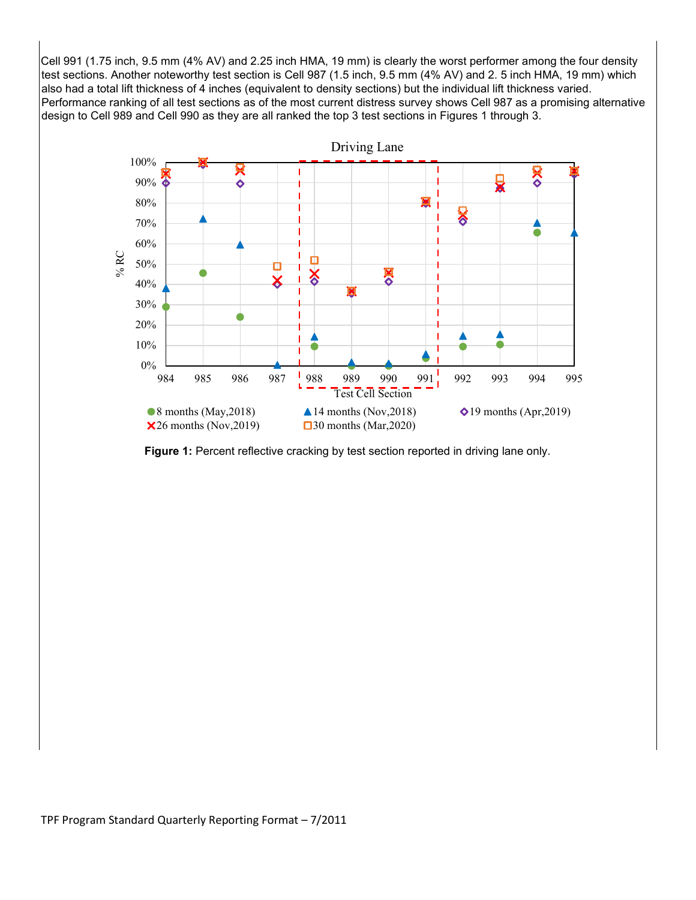Cell 991 (1.75 inch, 9.5 mm (4% AV) and 2.25 inch HMA, 19 mm) is clearly the worst performer among the four density test sections. Another noteworthy test section is Cell 987 (1.5 inch, 9.5 mm (4% AV) and 2. 5 inch HMA, 19 mm) which also had a total lift thickness of 4 inches (equivalent to density sections) but the individual lift thickness varied. Performance ranking of all test sections as of the most current distress survey shows Cell 987 as a promising alternative design to Cell 989 and Cell 990 as they are all ranked the top 3 test sections in Figures 1 through 3.

**Figure 1:** Percent reflective cracking by test section reported in driving lane only.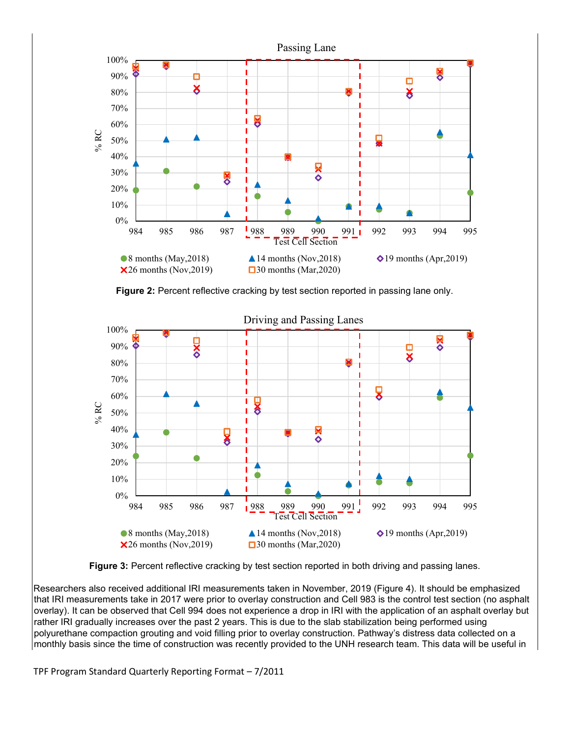**Figure 2:** Percent reflective cracking by test section reported in passing lane only.

**Figure 3:** Percent reflective cracking by test section reported in both driving and passing lanes.

Researchers also received additional IRI measurements taken in November, 2019 (Figure 4). It should be emphasized that IRI measurements take in 2017 were prior to overlay construction and Cell 983 is the control test section (no asphalt overlay). It can be observed that Cell 994 does not experience a drop in IRI with the application of an asphalt overlay but rather IRI gradually increases over the past 2 years. This is due to the slab stabilization being performed using polyurethane compaction grouting and void filling prior to overlay construction. Pathway's distress data collected on a monthly basis since the time of construction was recently provided to the UNH research team. This data will be useful in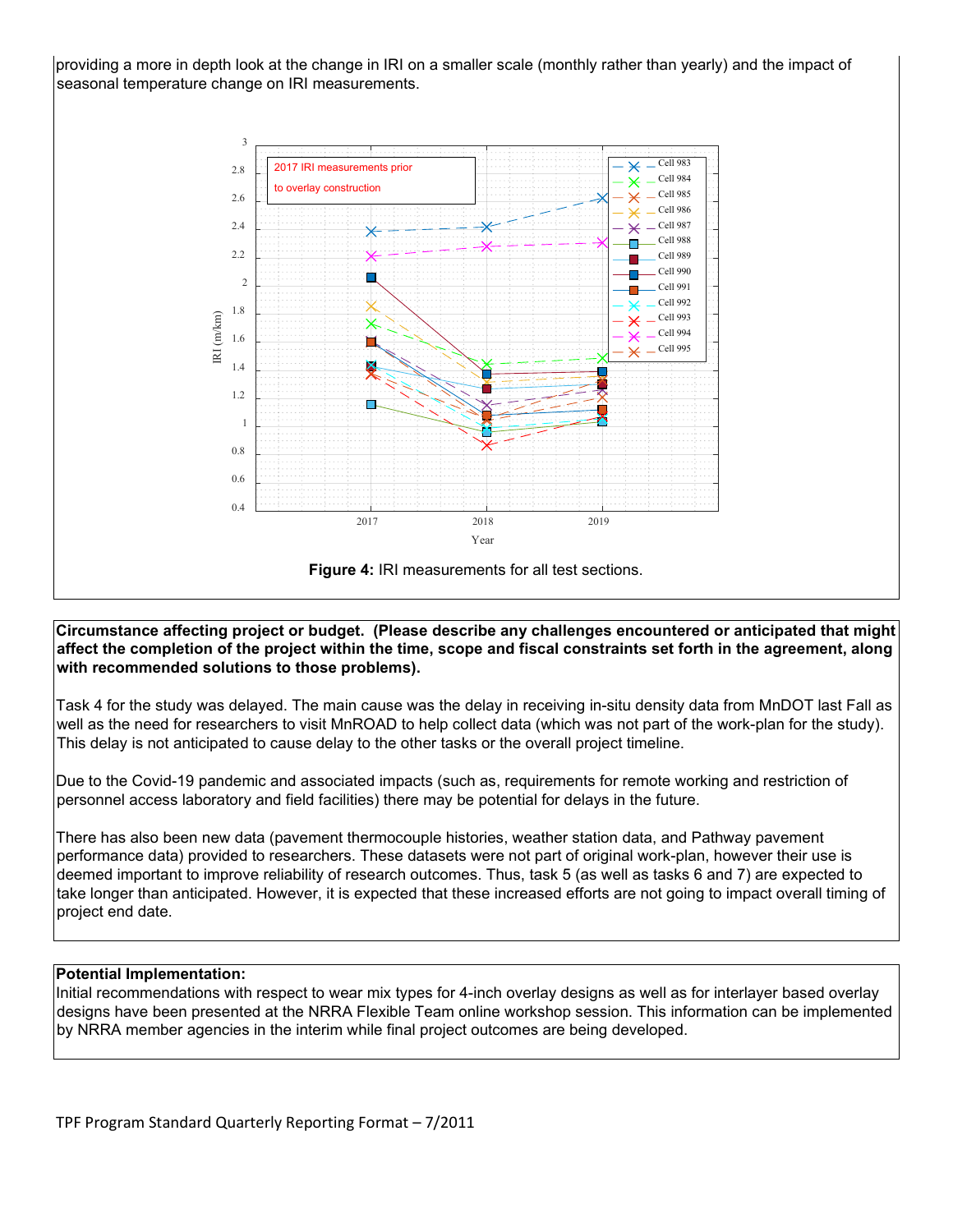providing a more in depth look at the change in IRI on a smaller scale (monthly rather than yearly) and the impact of seasonal temperature change on IRI measurements.

2017 IRI measurements prior to overlay construction

Cell 983
Cell 984
Cell 985
Cell 986
Cell 987
Cell 988
Cell 989
Cell 990
Cell 991
Cell 992
Cell 993
Cell 994
Cell 995

IRI (m/km)

3
2.8
2.6
2.4
2.2
2
1.8
1.6
1.4
1.2
1
0.8
0.6
0.4

2017
2018
2019

Year

**Figure 4:** IRI measurements for all test sections.

**Circumstance affecting project or budget. (Please describe any challenges encountered or anticipated that might affect the completion of the project within the time, scope and fiscal constraints set forth in the agreement, along with recommended solutions to those problems).**

Task 4 for the study was delayed. The main cause was the delay in receiving in-situ density data from MnDOT last Fall as well as the need for researchers to visit MnROAD to help collect data (which was not part of the work-plan for the study). This delay is not anticipated to cause delay to the other tasks or the overall project timeline.

Due to the Covid-19 pandemic and associated impacts (such as, requirements for remote working and restriction of personnel access laboratory and field facilities) there may be potential for delays in the future.

There has also been new data (pavement thermocouple histories, weather station data, and Pathway pavement performance data) provided to researchers. These datasets were not part of original work-plan, however their use is deemed important to improve reliability of research outcomes. Thus, task 5 (as well as tasks 6 and 7) are expected to take longer than anticipated. However, it is expected that these increased efforts are not going to impact overall timing of project end date.

**Potential Implementation:**

Initial recommendations with respect to wear mix types for 4-inch overlay designs as well as for interlayer based overlay designs have been presented at the NRRA Flexible Team online workshop session. This information can be implemented by NRRA member agencies in the interim while final project outcomes are being developed.